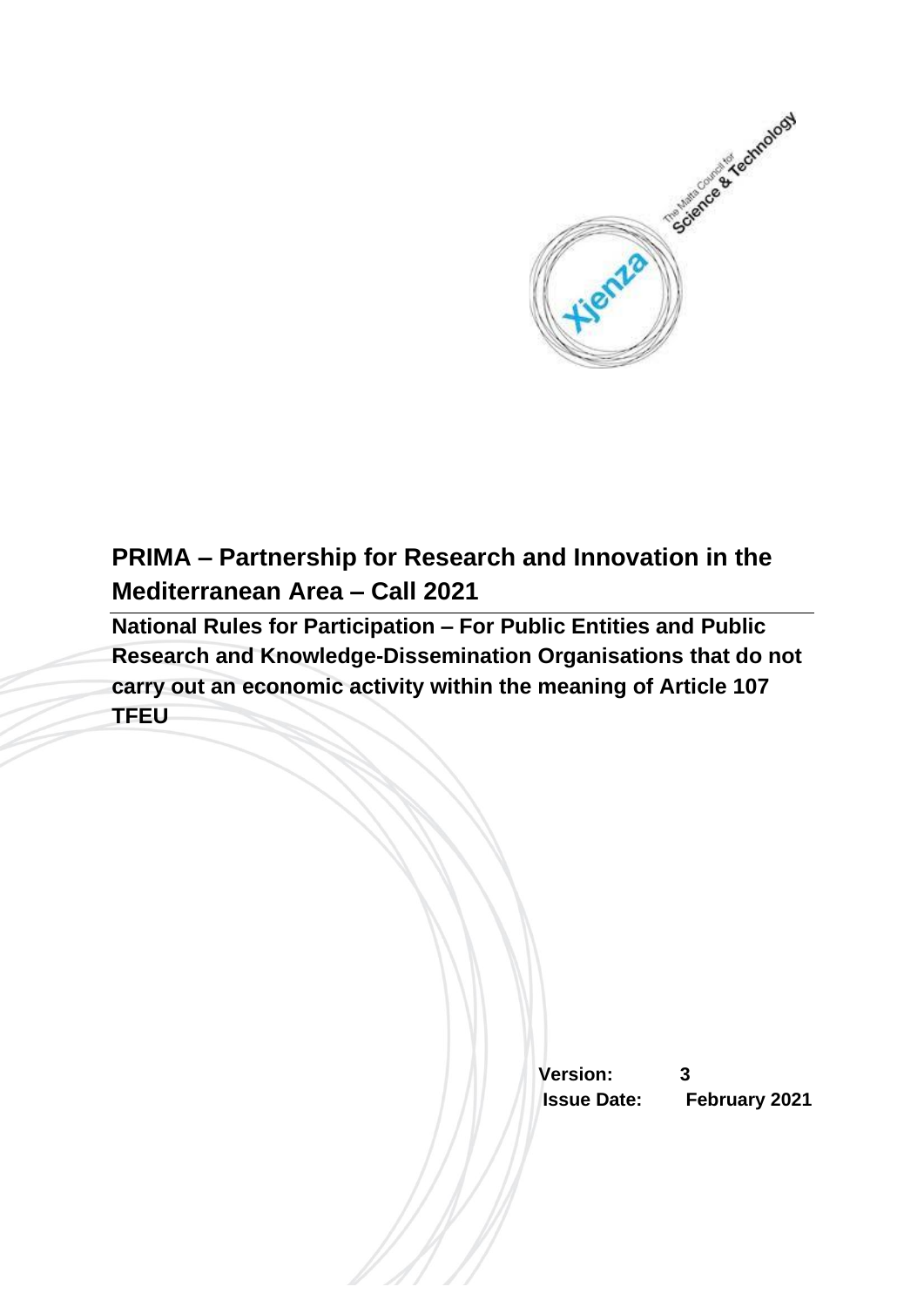# PRIMA – Partnership for Research and Innovation in the Mediterranean Area – Call 2021

## National Rules for Participation – For Public Entities and Public Research and Knowledge-Dissemination Organisations that do not carry out an economic activity within the meaning of Article 107 TFEU

**Version:** 3
**Issue Date:** February 2021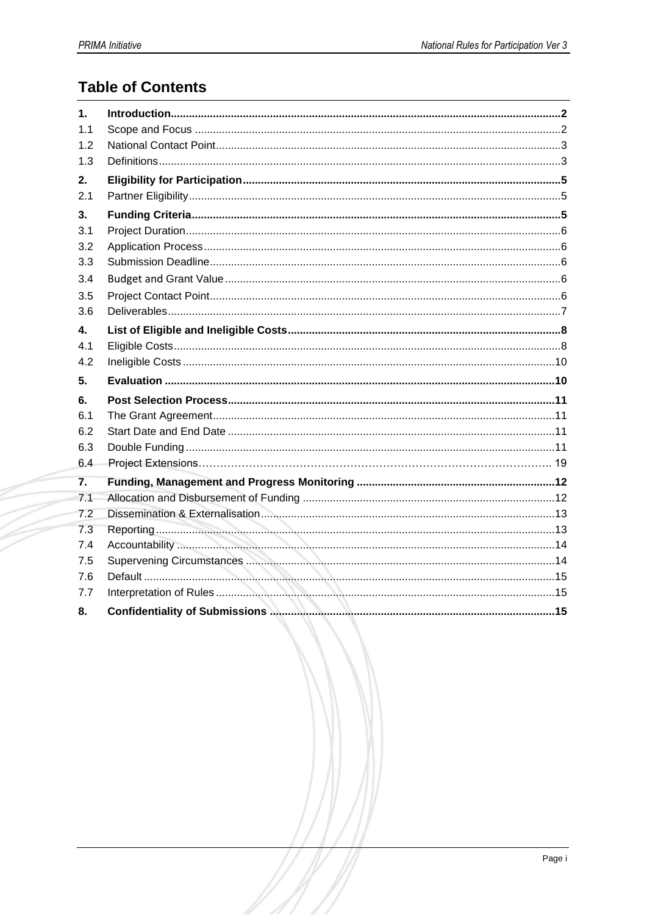# Table of Contents

| | | |
|---|---|---|
| **1.** | **Introduction** | **2** |
| 1.1 | Scope and Focus | 2 |
| 1.2 | National Contact Point | 3 |
| 1.3 | Definitions | 3 |
| **2.** | **Eligibility for Participation** | **5** |
| 2.1 | Partner Eligibility | 5 |
| **3.** | **Funding Criteria** | **5** |
| 3.1 | Project Duration | 6 |
| 3.2 | Application Process | 6 |
| 3.3 | Submission Deadline | 6 |
| 3.4 | Budget and Grant Value | 6 |
| 3.5 | Project Contact Point | 6 |
| 3.6 | Deliverables | 7 |
| **4.** | **List of Eligible and Ineligible Costs** | **8** |
| 4.1 | Eligible Costs | 8 |
| 4.2 | Ineligible Costs | 10 |
| **5.** | **Evaluation** | **10** |
| **6.** | **Post Selection Process** | **11** |
| 6.1 | The Grant Agreement | 11 |
| 6.2 | Start Date and End Date | 11 |
| 6.3 | Double Funding | 11 |
| 6.4 | Project Extensions | 19 |
| **7.** | **Funding, Management and Progress Monitoring** | **12** |
| 7.1 | Allocation and Disbursement of Funding | 12 |
| 7.2 | Dissemination & Externalisation | 13 |
| 7.3 | Reporting | 13 |
| 7.4 | Accountability | 14 |
| 7.5 | Supervening Circumstances | 14 |
| 7.6 | Default | 15 |
| 7.7 | Interpretation of Rules | 15 |
| **8.** | **Confidentiality of Submissions** | **15** |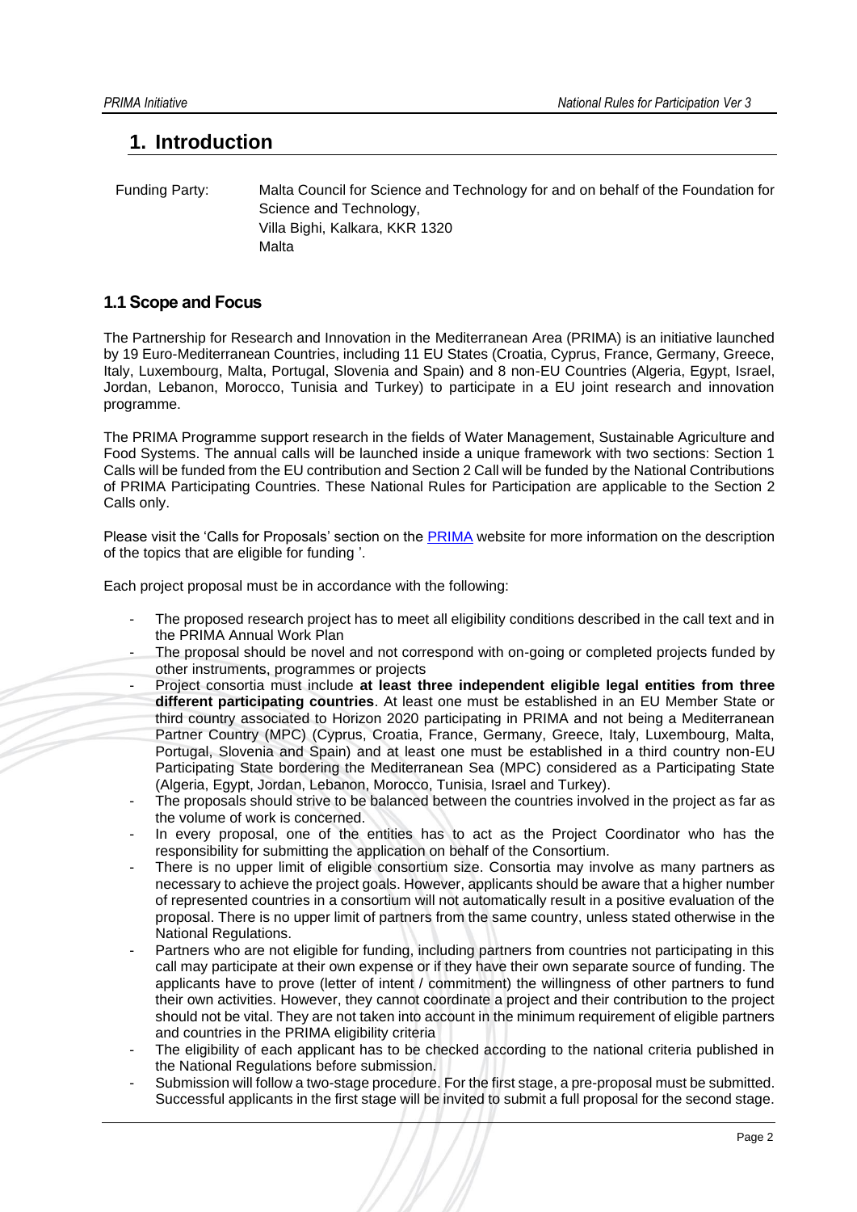# 1. Introduction

Funding Party: Malta Council for Science and Technology for and on behalf of the Foundation for Science and Technology,
Villa Bighi, Kalkara, KKR 1320
Malta

## 1.1 Scope and Focus

The Partnership for Research and Innovation in the Mediterranean Area (PRIMA) is an initiative launched by 19 Euro-Mediterranean Countries, including 11 EU States (Croatia, Cyprus, France, Germany, Greece, Italy, Luxembourg, Malta, Portugal, Slovenia and Spain) and 8 non-EU Countries (Algeria, Egypt, Israel, Jordan, Lebanon, Morocco, Tunisia and Turkey) to participate in a EU joint research and innovation programme.

The PRIMA Programme support research in the fields of Water Management, Sustainable Agriculture and Food Systems. The annual calls will be launched inside a unique framework with two sections: Section 1 Calls will be funded from the EU contribution and Section 2 Call will be funded by the National Contributions of PRIMA Participating Countries. These National Rules for Participation are applicable to the Section 2 Calls only.

Please visit the 'Calls for Proposals' section on the PRIMA website for more information on the description of the topics that are eligible for funding '.

Each project proposal must be in accordance with the following:

- The proposed research project has to meet all eligibility conditions described in the call text and in the PRIMA Annual Work Plan
- The proposal should be novel and not correspond with on-going or completed projects funded by other instruments, programmes or projects
- Project consortia must include **at least three independent eligible legal entities from three different participating countries**. At least one must be established in an EU Member State or third country associated to Horizon 2020 participating in PRIMA and not being a Mediterranean Partner Country (MPC) (Cyprus, Croatia, France, Germany, Greece, Italy, Luxembourg, Malta, Portugal, Slovenia and Spain) and at least one must be established in a third country non-EU Participating State bordering the Mediterranean Sea (MPC) considered as a Participating State (Algeria, Egypt, Jordan, Lebanon, Morocco, Tunisia, Israel and Turkey).
- The proposals should strive to be balanced between the countries involved in the project as far as the volume of work is concerned.
- In every proposal, one of the entities has to act as the Project Coordinator who has the responsibility for submitting the application on behalf of the Consortium.
- There is no upper limit of eligible consortium size. Consortia may involve as many partners as necessary to achieve the project goals. However, applicants should be aware that a higher number of represented countries in a consortium will not automatically result in a positive evaluation of the proposal. There is no upper limit of partners from the same country, unless stated otherwise in the National Regulations.
- Partners who are not eligible for funding, including partners from countries not participating in this call may participate at their own expense or if they have their own separate source of funding. The applicants have to prove (letter of intent / commitment) the willingness of other partners to fund their own activities. However, they cannot coordinate a project and their contribution to the project should not be vital. They are not taken into account in the minimum requirement of eligible partners and countries in the PRIMA eligibility criteria
- The eligibility of each applicant has to be checked according to the national criteria published in the National Regulations before submission.
- Submission will follow a two-stage procedure. For the first stage, a pre-proposal must be submitted. Successful applicants in the first stage will be invited to submit a full proposal for the second stage.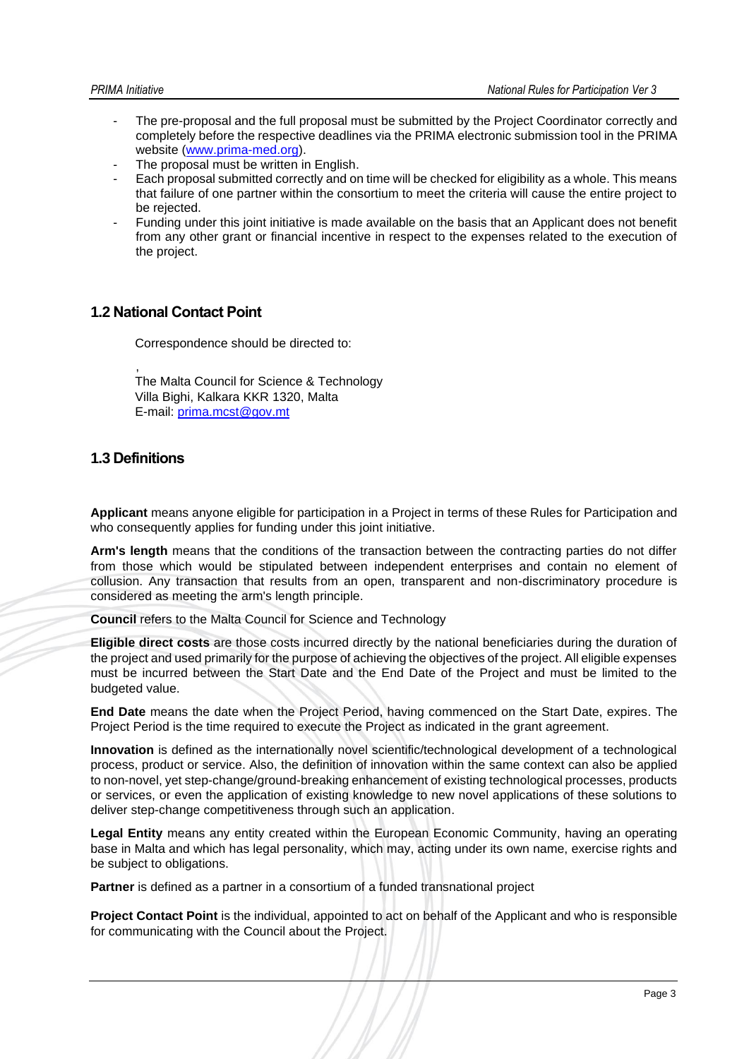- The pre-proposal and the full proposal must be submitted by the Project Coordinator correctly and completely before the respective deadlines via the PRIMA electronic submission tool in the PRIMA website (www.prima-med.org).
- The proposal must be written in English.
- Each proposal submitted correctly and on time will be checked for eligibility as a whole. This means that failure of one partner within the consortium to meet the criteria will cause the entire project to be rejected.
- Funding under this joint initiative is made available on the basis that an Applicant does not benefit from any other grant or financial incentive in respect to the expenses related to the execution of the project.

## 1.2 National Contact Point

Correspondence should be directed to:

,
The Malta Council for Science & Technology
Villa Bighi, Kalkara KKR 1320, Malta
E-mail: prima.mcst@gov.mt

## 1.3 Definitions

**Applicant** means anyone eligible for participation in a Project in terms of these Rules for Participation and who consequently applies for funding under this joint initiative.

**Arm's length** means that the conditions of the transaction between the contracting parties do not differ from those which would be stipulated between independent enterprises and contain no element of collusion. Any transaction that results from an open, transparent and non-discriminatory procedure is considered as meeting the arm's length principle.

**Council** refers to the Malta Council for Science and Technology

**Eligible direct costs** are those costs incurred directly by the national beneficiaries during the duration of the project and used primarily for the purpose of achieving the objectives of the project. All eligible expenses must be incurred between the Start Date and the End Date of the Project and must be limited to the budgeted value.

**End Date** means the date when the Project Period, having commenced on the Start Date, expires. The Project Period is the time required to execute the Project as indicated in the grant agreement.

**Innovation** is defined as the internationally novel scientific/technological development of a technological process, product or service. Also, the definition of innovation within the same context can also be applied to non-novel, yet step-change/ground-breaking enhancement of existing technological processes, products or services, or even the application of existing knowledge to new novel applications of these solutions to deliver step-change competitiveness through such an application.

**Legal Entity** means any entity created within the European Economic Community, having an operating base in Malta and which has legal personality, which may, acting under its own name, exercise rights and be subject to obligations.

**Partner** is defined as a partner in a consortium of a funded transnational project

**Project Contact Point** is the individual, appointed to act on behalf of the Applicant and who is responsible for communicating with the Council about the Project.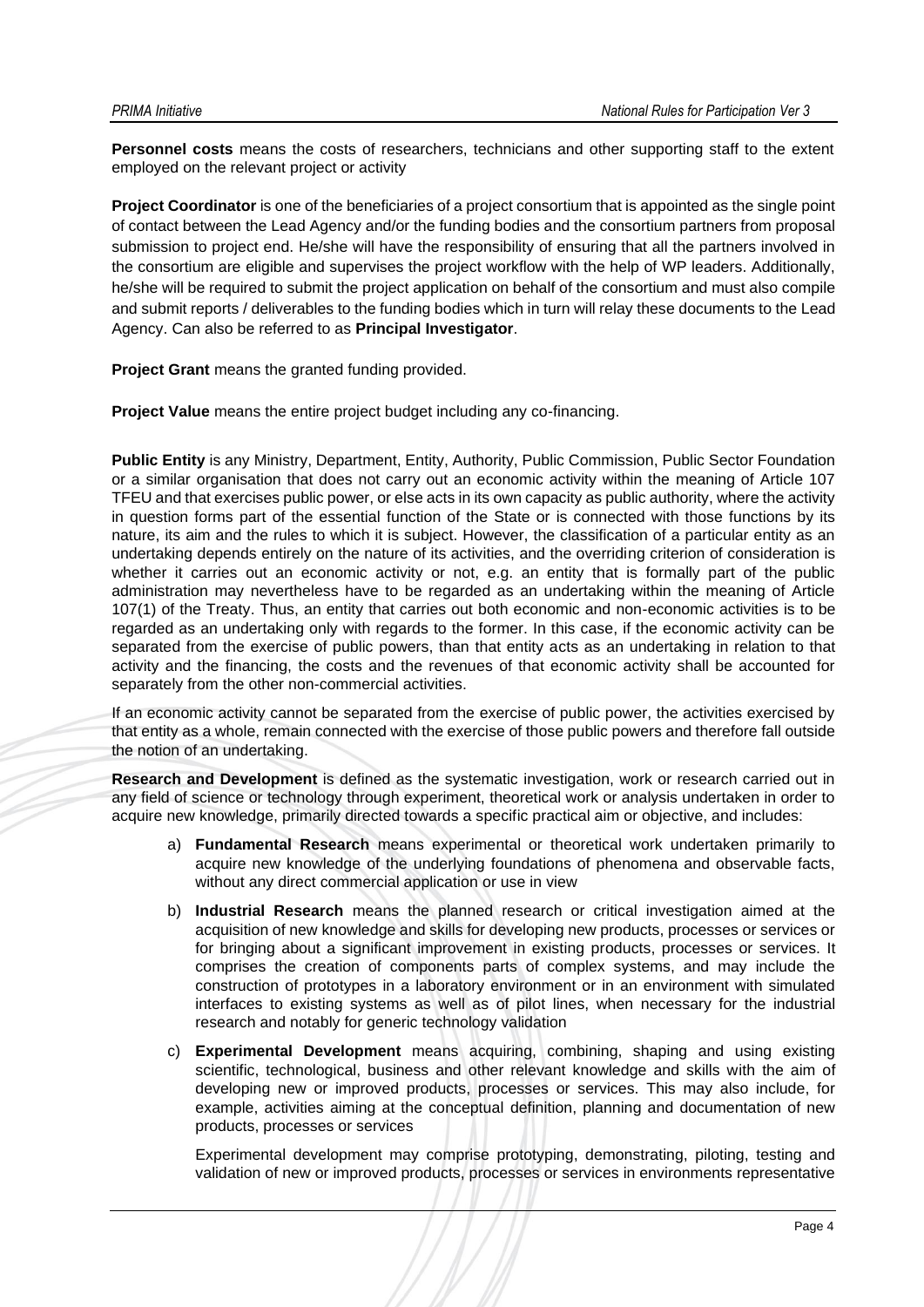**Personnel costs** means the costs of researchers, technicians and other supporting staff to the extent employed on the relevant project or activity

**Project Coordinator** is one of the beneficiaries of a project consortium that is appointed as the single point of contact between the Lead Agency and/or the funding bodies and the consortium partners from proposal submission to project end. He/she will have the responsibility of ensuring that all the partners involved in the consortium are eligible and supervises the project workflow with the help of WP leaders. Additionally, he/she will be required to submit the project application on behalf of the consortium and must also compile and submit reports / deliverables to the funding bodies which in turn will relay these documents to the Lead Agency. Can also be referred to as **Principal Investigator**.

**Project Grant** means the granted funding provided.

**Project Value** means the entire project budget including any co-financing.

**Public Entity** is any Ministry, Department, Entity, Authority, Public Commission, Public Sector Foundation or a similar organisation that does not carry out an economic activity within the meaning of Article 107 TFEU and that exercises public power, or else acts in its own capacity as public authority, where the activity in question forms part of the essential function of the State or is connected with those functions by its nature, its aim and the rules to which it is subject. However, the classification of a particular entity as an undertaking depends entirely on the nature of its activities, and the overriding criterion of consideration is whether it carries out an economic activity or not, e.g. an entity that is formally part of the public administration may nevertheless have to be regarded as an undertaking within the meaning of Article 107(1) of the Treaty. Thus, an entity that carries out both economic and non-economic activities is to be regarded as an undertaking only with regards to the former. In this case, if the economic activity can be separated from the exercise of public powers, than that entity acts as an undertaking in relation to that activity and the financing, the costs and the revenues of that economic activity shall be accounted for separately from the other non-commercial activities.

If an economic activity cannot be separated from the exercise of public power, the activities exercised by that entity as a whole, remain connected with the exercise of those public powers and therefore fall outside the notion of an undertaking.

**Research and Development** is defined as the systematic investigation, work or research carried out in any field of science or technology through experiment, theoretical work or analysis undertaken in order to acquire new knowledge, primarily directed towards a specific practical aim or objective, and includes:

a) **Fundamental Research** means experimental or theoretical work undertaken primarily to acquire new knowledge of the underlying foundations of phenomena and observable facts, without any direct commercial application or use in view

b) **Industrial Research** means the planned research or critical investigation aimed at the acquisition of new knowledge and skills for developing new products, processes or services or for bringing about a significant improvement in existing products, processes or services. It comprises the creation of components parts of complex systems, and may include the construction of prototypes in a laboratory environment or in an environment with simulated interfaces to existing systems as well as of pilot lines, when necessary for the industrial research and notably for generic technology validation

c) **Experimental Development** means acquiring, combining, shaping and using existing scientific, technological, business and other relevant knowledge and skills with the aim of developing new or improved products, processes or services. This may also include, for example, activities aiming at the conceptual definition, planning and documentation of new products, processes or services

   Experimental development may comprise prototyping, demonstrating, piloting, testing and validation of new or improved products, processes or services in environments representative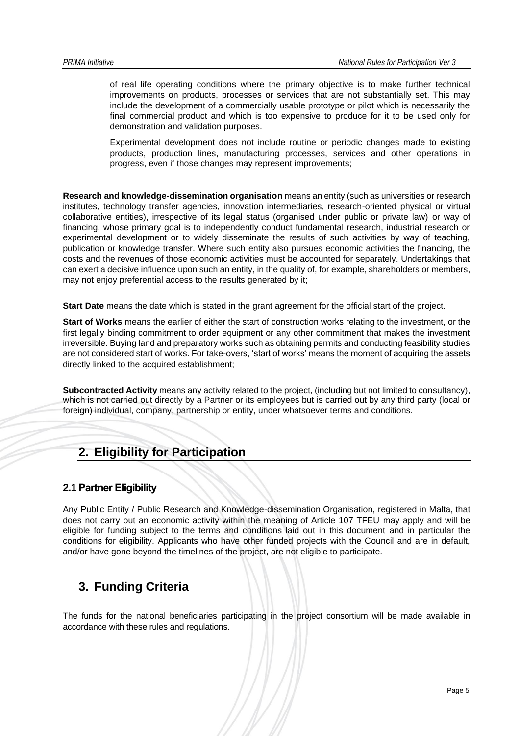of real life operating conditions where the primary objective is to make further technical improvements on products, processes or services that are not substantially set. This may include the development of a commercially usable prototype or pilot which is necessarily the final commercial product and which is too expensive to produce for it to be used only for demonstration and validation purposes.

Experimental development does not include routine or periodic changes made to existing products, production lines, manufacturing processes, services and other operations in progress, even if those changes may represent improvements;

**Research and knowledge-dissemination organisation** means an entity (such as universities or research institutes, technology transfer agencies, innovation intermediaries, research-oriented physical or virtual collaborative entities), irrespective of its legal status (organised under public or private law) or way of financing, whose primary goal is to independently conduct fundamental research, industrial research or experimental development or to widely disseminate the results of such activities by way of teaching, publication or knowledge transfer. Where such entity also pursues economic activities the financing, the costs and the revenues of those economic activities must be accounted for separately. Undertakings that can exert a decisive influence upon such an entity, in the quality of, for example, shareholders or members, may not enjoy preferential access to the results generated by it;

**Start Date** means the date which is stated in the grant agreement for the official start of the project.

**Start of Works** means the earlier of either the start of construction works relating to the investment, or the first legally binding commitment to order equipment or any other commitment that makes the investment irreversible. Buying land and preparatory works such as obtaining permits and conducting feasibility studies are not considered start of works. For take-overs, 'start of works' means the moment of acquiring the assets directly linked to the acquired establishment;

**Subcontracted Activity** means any activity related to the project, (including but not limited to consultancy), which is not carried out directly by a Partner or its employees but is carried out by any third party (local or foreign) individual, company, partnership or entity, under whatsoever terms and conditions.

# 2. Eligibility for Participation

## 2.1 Partner Eligibility

Any Public Entity / Public Research and Knowledge-dissemination Organisation, registered in Malta, that does not carry out an economic activity within the meaning of Article 107 TFEU may apply and will be eligible for funding subject to the terms and conditions laid out in this document and in particular the conditions for eligibility. Applicants who have other funded projects with the Council and are in default, and/or have gone beyond the timelines of the project, are not eligible to participate.

# 3. Funding Criteria

The funds for the national beneficiaries participating in the project consortium will be made available in accordance with these rules and regulations.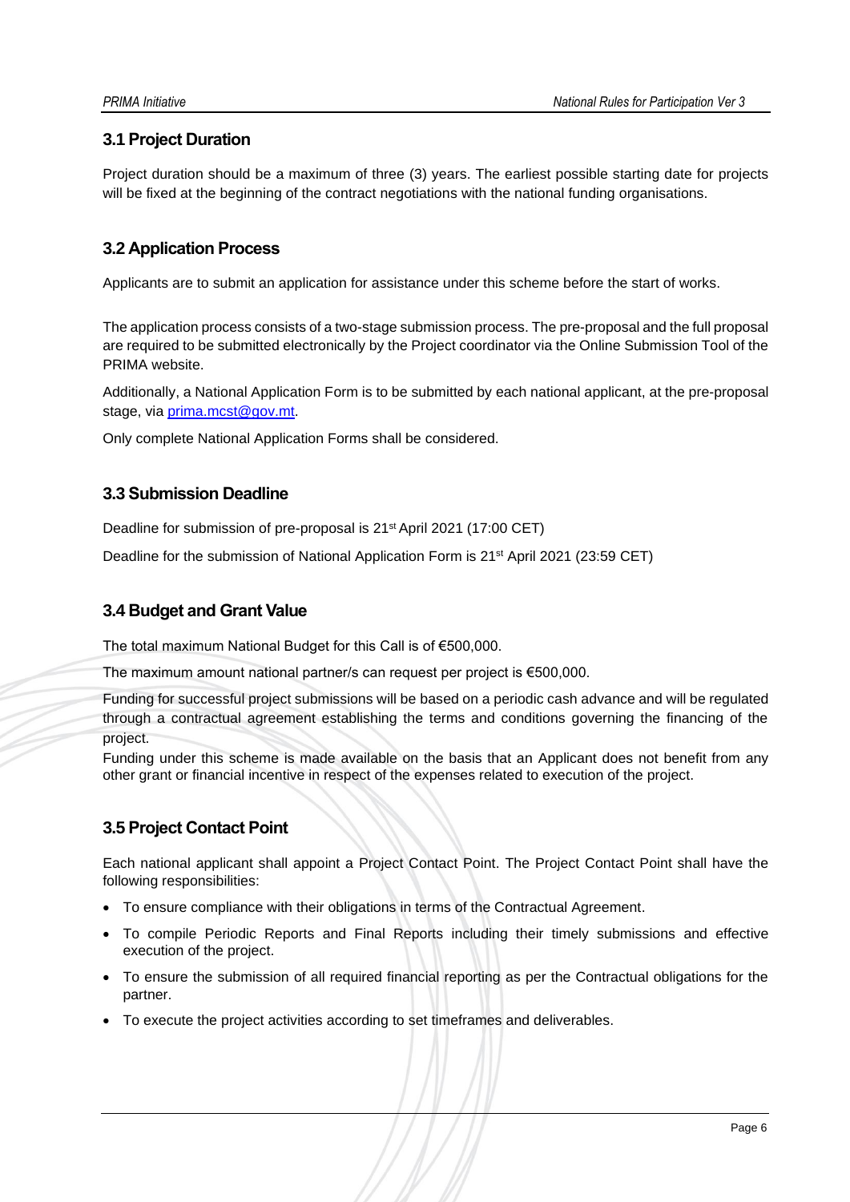## 3.1 Project Duration

Project duration should be a maximum of three (3) years. The earliest possible starting date for projects will be fixed at the beginning of the contract negotiations with the national funding organisations.

## 3.2 Application Process

Applicants are to submit an application for assistance under this scheme before the start of works.

The application process consists of a two-stage submission process. The pre-proposal and the full proposal are required to be submitted electronically by the Project coordinator via the Online Submission Tool of the PRIMA website.

Additionally, a National Application Form is to be submitted by each national applicant, at the pre-proposal stage, via [prima.mcst@gov.mt](mailto:prima.mcst@gov.mt).

Only complete National Application Forms shall be considered.

## 3.3 Submission Deadline

Deadline for submission of pre-proposal is 21st April 2021 (17:00 CET)

Deadline for the submission of National Application Form is 21st April 2021 (23:59 CET)

## 3.4 Budget and Grant Value

The total maximum National Budget for this Call is of €500,000.

The maximum amount national partner/s can request per project is €500,000.

Funding for successful project submissions will be based on a periodic cash advance and will be regulated through a contractual agreement establishing the terms and conditions governing the financing of the project.

Funding under this scheme is made available on the basis that an Applicant does not benefit from any other grant or financial incentive in respect of the expenses related to execution of the project.

## 3.5 Project Contact Point

Each national applicant shall appoint a Project Contact Point. The Project Contact Point shall have the following responsibilities:

- To ensure compliance with their obligations in terms of the Contractual Agreement.
- To compile Periodic Reports and Final Reports including their timely submissions and effective execution of the project.
- To ensure the submission of all required financial reporting as per the Contractual obligations for the partner.
- To execute the project activities according to set timeframes and deliverables.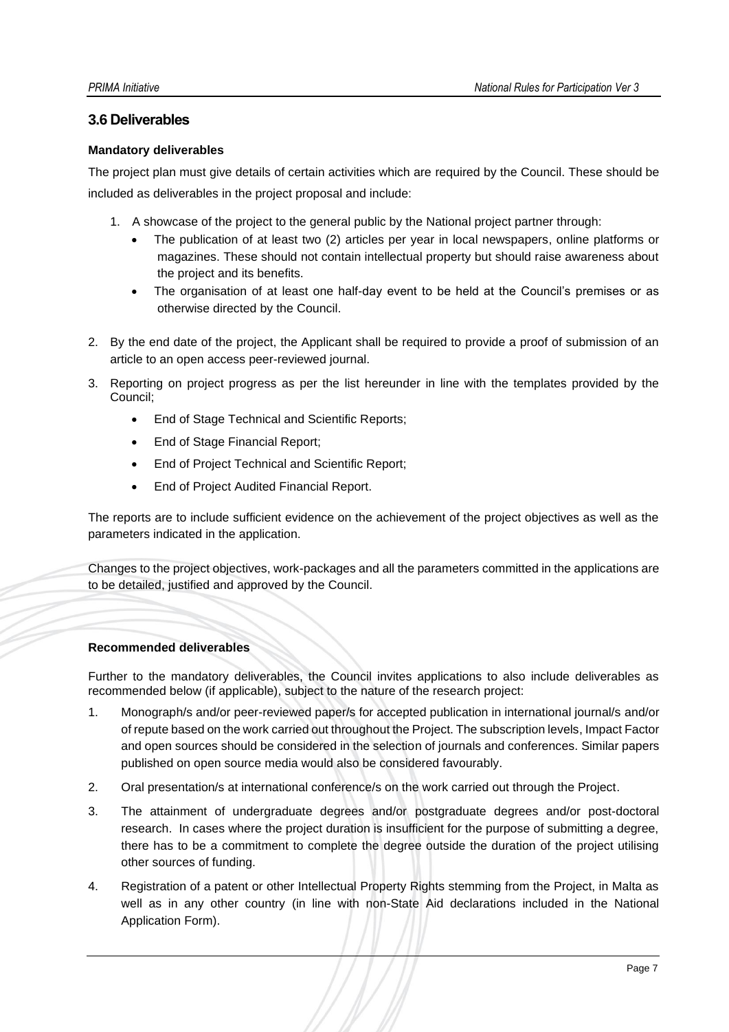## 3.6 Deliverables

**Mandatory deliverables**

The project plan must give details of certain activities which are required by the Council. These should be included as deliverables in the project proposal and include:

1. A showcase of the project to the general public by the National project partner through:
   - The publication of at least two (2) articles per year in local newspapers, online platforms or magazines. These should not contain intellectual property but should raise awareness about the project and its benefits.
   - The organisation of at least one half-day event to be held at the Council's premises or as otherwise directed by the Council.
2. By the end date of the project, the Applicant shall be required to provide a proof of submission of an article to an open access peer-reviewed journal.
3. Reporting on project progress as per the list hereunder in line with the templates provided by the Council;
   - End of Stage Technical and Scientific Reports;
   - End of Stage Financial Report;
   - End of Project Technical and Scientific Report;
   - End of Project Audited Financial Report.

The reports are to include sufficient evidence on the achievement of the project objectives as well as the parameters indicated in the application.

Changes to the project objectives, work-packages and all the parameters committed in the applications are to be detailed, justified and approved by the Council.

**Recommended deliverables**

Further to the mandatory deliverables, the Council invites applications to also include deliverables as recommended below (if applicable), subject to the nature of the research project:

1. Monograph/s and/or peer-reviewed paper/s for accepted publication in international journal/s and/or of repute based on the work carried out throughout the Project. The subscription levels, Impact Factor and open sources should be considered in the selection of journals and conferences. Similar papers published on open source media would also be considered favourably.
2. Oral presentation/s at international conference/s on the work carried out through the Project.
3. The attainment of undergraduate degrees and/or postgraduate degrees and/or post-doctoral research. In cases where the project duration is insufficient for the purpose of submitting a degree, there has to be a commitment to complete the degree outside the duration of the project utilising other sources of funding.
4. Registration of a patent or other Intellectual Property Rights stemming from the Project, in Malta as well as in any other country (in line with non-State Aid declarations included in the National Application Form).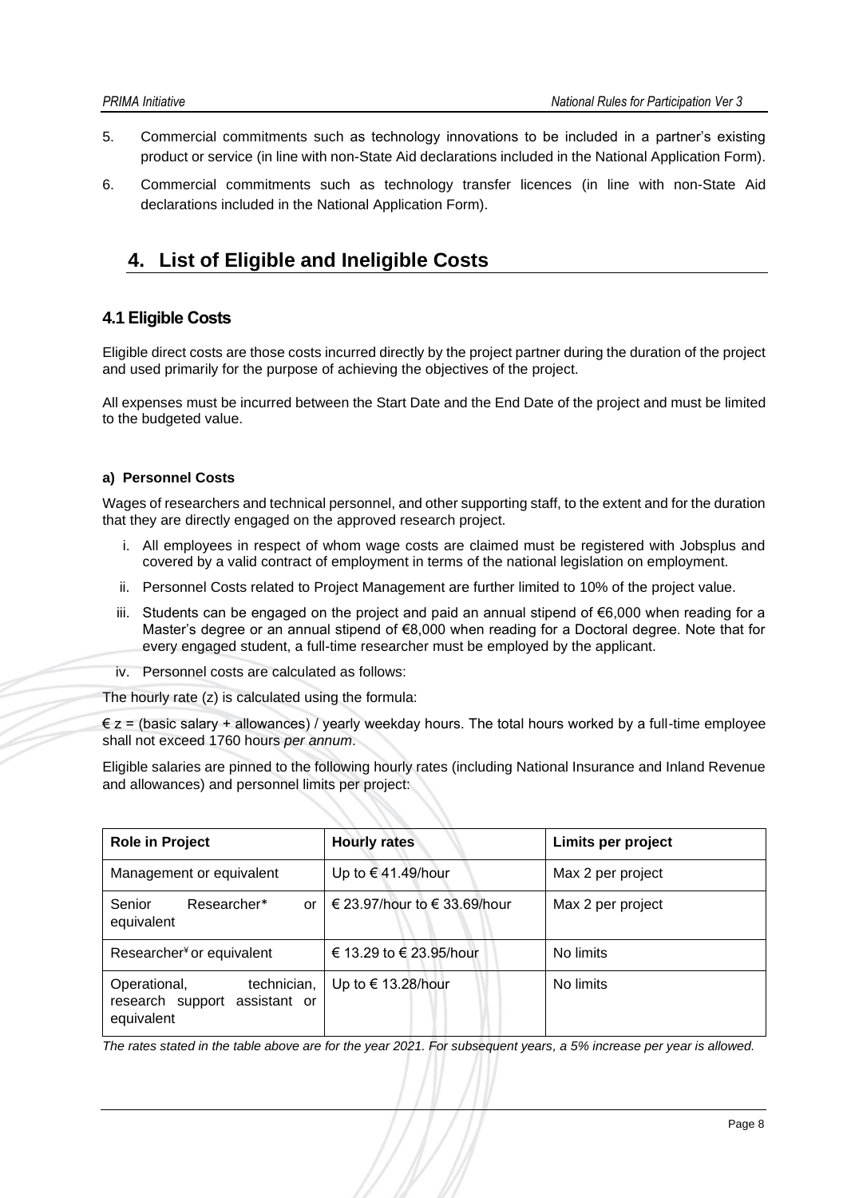5. Commercial commitments such as technology innovations to be included in a partner's existing product or service (in line with non-State Aid declarations included in the National Application Form).
6. Commercial commitments such as technology transfer licences (in line with non-State Aid declarations included in the National Application Form).

# 4. List of Eligible and Ineligible Costs

## 4.1 Eligible Costs

Eligible direct costs are those costs incurred directly by the project partner during the duration of the project and used primarily for the purpose of achieving the objectives of the project.

All expenses must be incurred between the Start Date and the End Date of the project and must be limited to the budgeted value.

### a) Personnel Costs

Wages of researchers and technical personnel, and other supporting staff, to the extent and for the duration that they are directly engaged on the approved research project.

i. All employees in respect of whom wage costs are claimed must be registered with Jobsplus and covered by a valid contract of employment in terms of the national legislation on employment.
ii. Personnel Costs related to Project Management are further limited to 10% of the project value.
iii. Students can be engaged on the project and paid an annual stipend of €6,000 when reading for a Master's degree or an annual stipend of €8,000 when reading for a Doctoral degree. Note that for every engaged student, a full-time researcher must be employed by the applicant.
iv. Personnel costs are calculated as follows:

The hourly rate (z) is calculated using the formula:

€ z = (basic salary + allowances) / yearly weekday hours. The total hours worked by a full-time employee shall not exceed 1760 hours *per annum*.

Eligible salaries are pinned to the following hourly rates (including National Insurance and Inland Revenue and allowances) and personnel limits per project:

| Role in Project | Hourly rates | Limits per project |
|---|---|---|
| Management or equivalent | Up to € 41.49/hour | Max 2 per project |
| Senior Researcher* or equivalent | € 23.97/hour to € 33.69/hour | Max 2 per project |
| Researcher¥ or equivalent | € 13.29 to € 23.95/hour | No limits |
| Operational, technician, research support assistant or equivalent | Up to € 13.28/hour | No limits |

*The rates stated in the table above are for the year 2021. For subsequent years, a 5% increase per year is allowed.*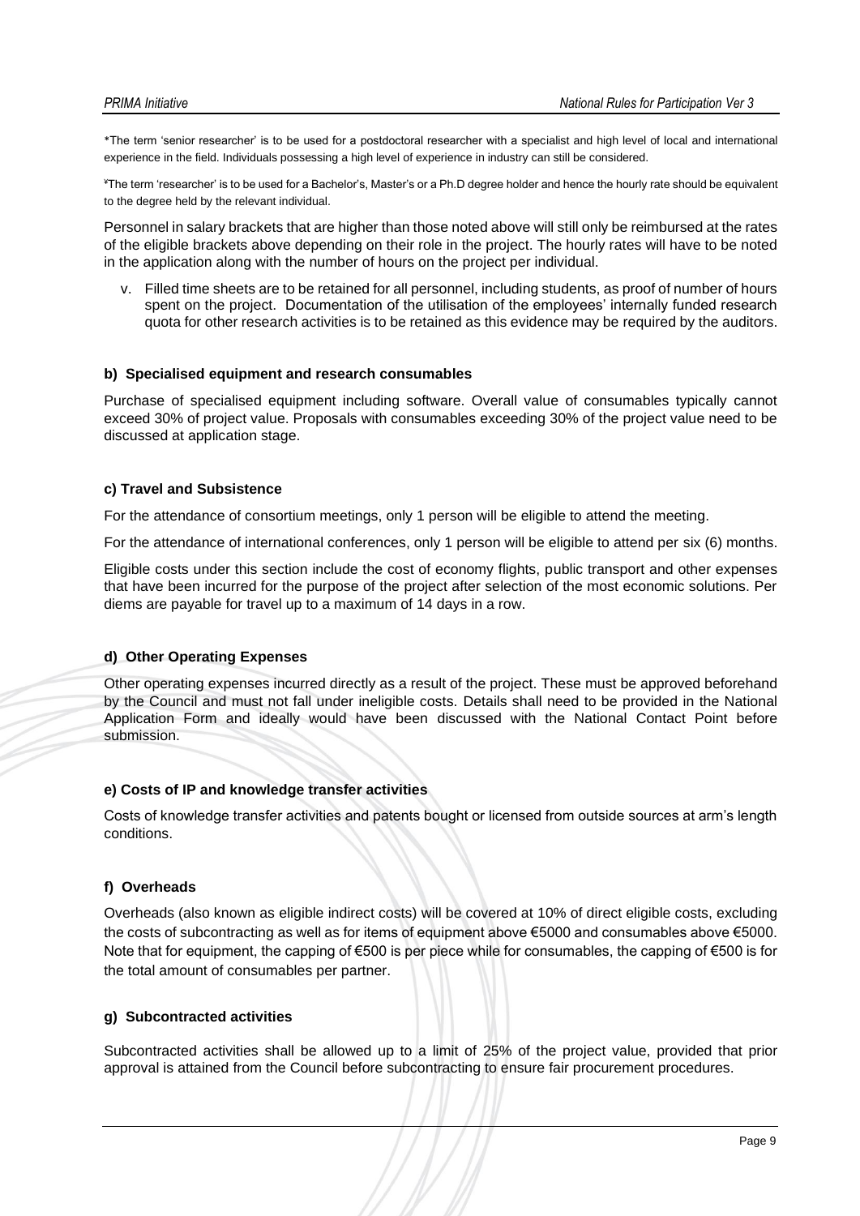*The term 'senior researcher' is to be used for a postdoctoral researcher with a specialist and high level of local and international experience in the field. Individuals possessing a high level of experience in industry can still be considered.

ˣThe term 'researcher' is to be used for a Bachelor's, Master's or a Ph.D degree holder and hence the hourly rate should be equivalent to the degree held by the relevant individual.

Personnel in salary brackets that are higher than those noted above will still only be reimbursed at the rates of the eligible brackets above depending on their role in the project. The hourly rates will have to be noted in the application along with the number of hours on the project per individual.

v. Filled time sheets are to be retained for all personnel, including students, as proof of number of hours spent on the project. Documentation of the utilisation of the employees' internally funded research quota for other research activities is to be retained as this evidence may be required by the auditors.

#### b) Specialised equipment and research consumables

Purchase of specialised equipment including software. Overall value of consumables typically cannot exceed 30% of project value. Proposals with consumables exceeding 30% of the project value need to be discussed at application stage.

#### c) Travel and Subsistence

For the attendance of consortium meetings, only 1 person will be eligible to attend the meeting.

For the attendance of international conferences, only 1 person will be eligible to attend per six (6) months.

Eligible costs under this section include the cost of economy flights, public transport and other expenses that have been incurred for the purpose of the project after selection of the most economic solutions. Per diems are payable for travel up to a maximum of 14 days in a row.

#### d) Other Operating Expenses

Other operating expenses incurred directly as a result of the project. These must be approved beforehand by the Council and must not fall under ineligible costs. Details shall need to be provided in the National Application Form and ideally would have been discussed with the National Contact Point before submission.

#### e) Costs of IP and knowledge transfer activities

Costs of knowledge transfer activities and patents bought or licensed from outside sources at arm's length conditions.

#### f) Overheads

Overheads (also known as eligible indirect costs) will be covered at 10% of direct eligible costs, excluding the costs of subcontracting as well as for items of equipment above €5000 and consumables above €5000. Note that for equipment, the capping of €500 is per piece while for consumables, the capping of €500 is for the total amount of consumables per partner.

#### g) Subcontracted activities

Subcontracted activities shall be allowed up to a limit of 25% of the project value, provided that prior approval is attained from the Council before subcontracting to ensure fair procurement procedures.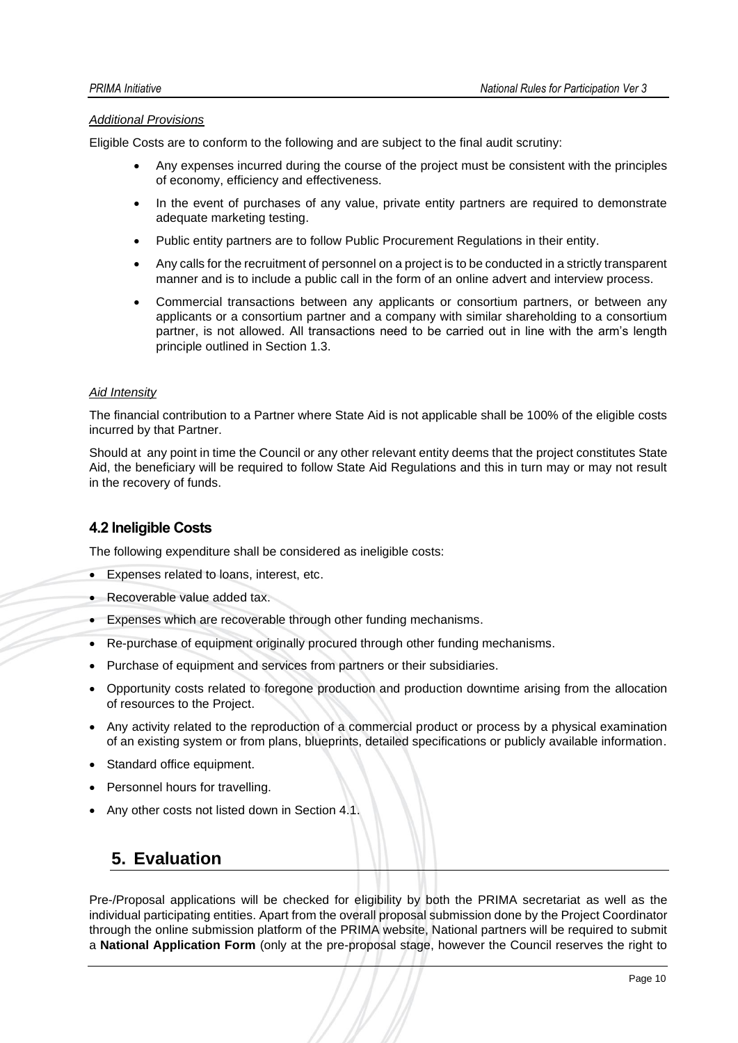*Additional Provisions*

Eligible Costs are to conform to the following and are subject to the final audit scrutiny:

- Any expenses incurred during the course of the project must be consistent with the principles of economy, efficiency and effectiveness.
- In the event of purchases of any value, private entity partners are required to demonstrate adequate marketing testing.
- Public entity partners are to follow Public Procurement Regulations in their entity.
- Any calls for the recruitment of personnel on a project is to be conducted in a strictly transparent manner and is to include a public call in the form of an online advert and interview process.
- Commercial transactions between any applicants or consortium partners, or between any applicants or a consortium partner and a company with similar shareholding to a consortium partner, is not allowed. All transactions need to be carried out in line with the arm's length principle outlined in Section 1.3.

*Aid Intensity*

The financial contribution to a Partner where State Aid is not applicable shall be 100% of the eligible costs incurred by that Partner.

Should at any point in time the Council or any other relevant entity deems that the project constitutes State Aid, the beneficiary will be required to follow State Aid Regulations and this in turn may or may not result in the recovery of funds.

### 4.2 Ineligible Costs

The following expenditure shall be considered as ineligible costs:

- Expenses related to loans, interest, etc.
- Recoverable value added tax.
- Expenses which are recoverable through other funding mechanisms.
- Re-purchase of equipment originally procured through other funding mechanisms.
- Purchase of equipment and services from partners or their subsidiaries.
- Opportunity costs related to foregone production and production downtime arising from the allocation of resources to the Project.
- Any activity related to the reproduction of a commercial product or process by a physical examination of an existing system or from plans, blueprints, detailed specifications or publicly available information.
- Standard office equipment.
- Personnel hours for travelling.
- Any other costs not listed down in Section 4.1.

## 5. Evaluation

Pre-/Proposal applications will be checked for eligibility by both the PRIMA secretariat as well as the individual participating entities. Apart from the overall proposal submission done by the Project Coordinator through the online submission platform of the PRIMA website, National partners will be required to submit a **National Application Form** (only at the pre-proposal stage, however the Council reserves the right to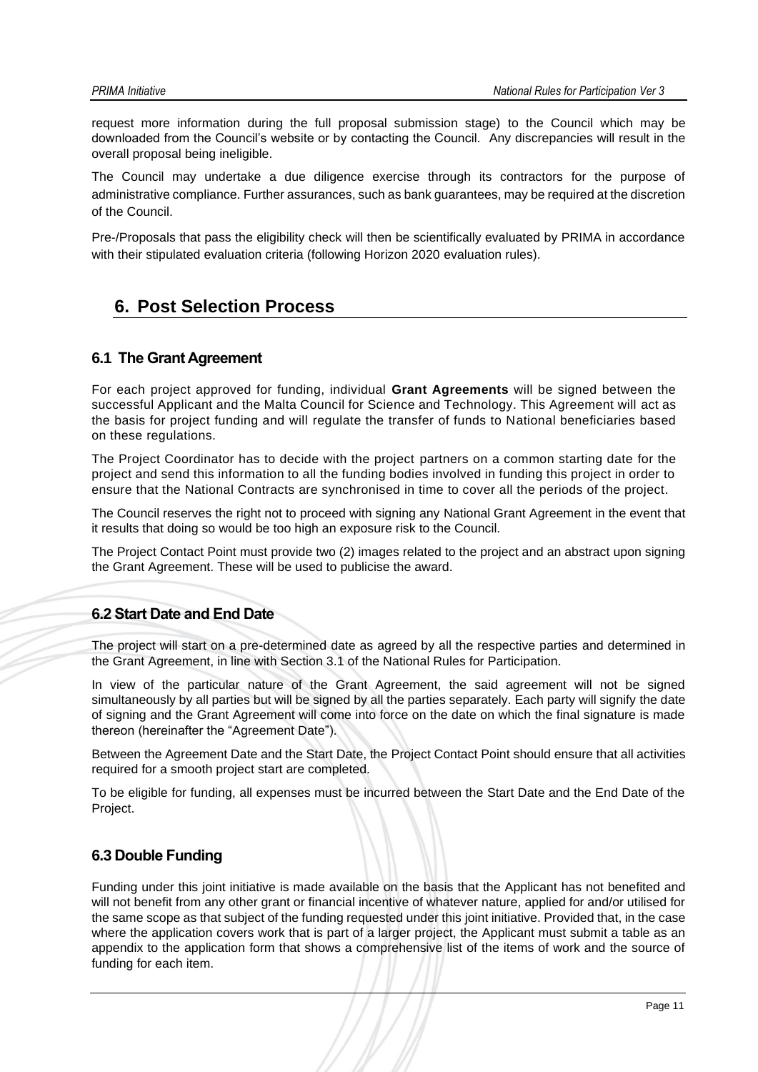request more information during the full proposal submission stage) to the Council which may be downloaded from the Council's website or by contacting the Council. Any discrepancies will result in the overall proposal being ineligible.

The Council may undertake a due diligence exercise through its contractors for the purpose of administrative compliance. Further assurances, such as bank guarantees, may be required at the discretion of the Council.

Pre-/Proposals that pass the eligibility check will then be scientifically evaluated by PRIMA in accordance with their stipulated evaluation criteria (following Horizon 2020 evaluation rules).

# 6. Post Selection Process

## 6.1 The Grant Agreement

For each project approved for funding, individual **Grant Agreements** will be signed between the successful Applicant and the Malta Council for Science and Technology. This Agreement will act as the basis for project funding and will regulate the transfer of funds to National beneficiaries based on these regulations.

The Project Coordinator has to decide with the project partners on a common starting date for the project and send this information to all the funding bodies involved in funding this project in order to ensure that the National Contracts are synchronised in time to cover all the periods of the project.

The Council reserves the right not to proceed with signing any National Grant Agreement in the event that it results that doing so would be too high an exposure risk to the Council.

The Project Contact Point must provide two (2) images related to the project and an abstract upon signing the Grant Agreement. These will be used to publicise the award.

## 6.2 Start Date and End Date

The project will start on a pre-determined date as agreed by all the respective parties and determined in the Grant Agreement, in line with Section 3.1 of the National Rules for Participation.

In view of the particular nature of the Grant Agreement, the said agreement will not be signed simultaneously by all parties but will be signed by all the parties separately. Each party will signify the date of signing and the Grant Agreement will come into force on the date on which the final signature is made thereon (hereinafter the "Agreement Date").

Between the Agreement Date and the Start Date, the Project Contact Point should ensure that all activities required for a smooth project start are completed.

To be eligible for funding, all expenses must be incurred between the Start Date and the End Date of the Project.

## 6.3 Double Funding

Funding under this joint initiative is made available on the basis that the Applicant has not benefited and will not benefit from any other grant or financial incentive of whatever nature, applied for and/or utilised for the same scope as that subject of the funding requested under this joint initiative. Provided that, in the case where the application covers work that is part of a larger project, the Applicant must submit a table as an appendix to the application form that shows a comprehensive list of the items of work and the source of funding for each item.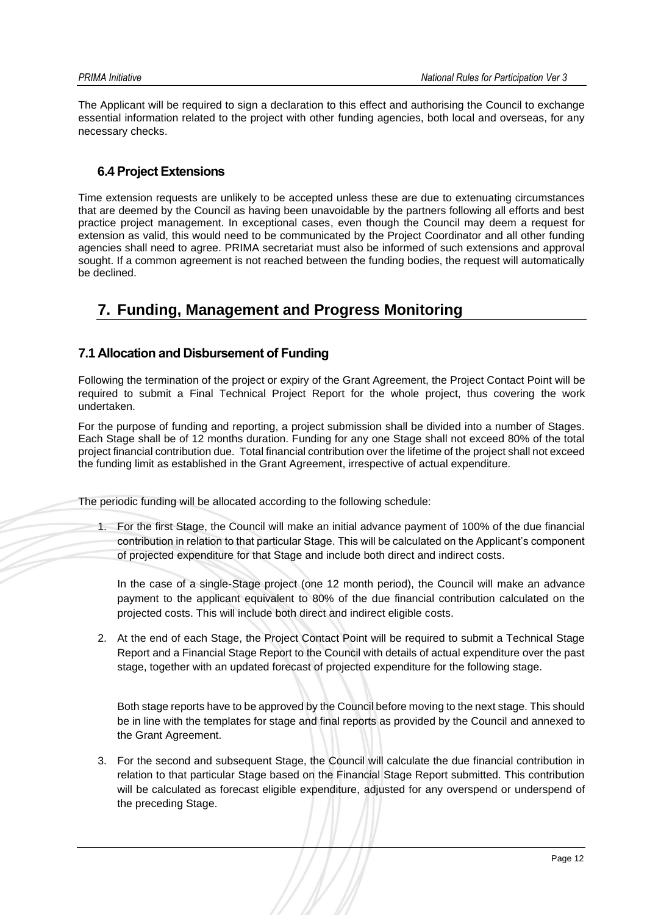The Applicant will be required to sign a declaration to this effect and authorising the Council to exchange essential information related to the project with other funding agencies, both local and overseas, for any necessary checks.

### 6.4 Project Extensions

Time extension requests are unlikely to be accepted unless these are due to extenuating circumstances that are deemed by the Council as having been unavoidable by the partners following all efforts and best practice project management. In exceptional cases, even though the Council may deem a request for extension as valid, this would need to be communicated by the Project Coordinator and all other funding agencies shall need to agree. PRIMA secretariat must also be informed of such extensions and approval sought. If a common agreement is not reached between the funding bodies, the request will automatically be declined.

## 7. Funding, Management and Progress Monitoring

### 7.1 Allocation and Disbursement of Funding

Following the termination of the project or expiry of the Grant Agreement, the Project Contact Point will be required to submit a Final Technical Project Report for the whole project, thus covering the work undertaken.

For the purpose of funding and reporting, a project submission shall be divided into a number of Stages. Each Stage shall be of 12 months duration. Funding for any one Stage shall not exceed 80% of the total project financial contribution due. Total financial contribution over the lifetime of the project shall not exceed the funding limit as established in the Grant Agreement, irrespective of actual expenditure.

The periodic funding will be allocated according to the following schedule:

1. For the first Stage, the Council will make an initial advance payment of 100% of the due financial contribution in relation to that particular Stage. This will be calculated on the Applicant's component of projected expenditure for that Stage and include both direct and indirect costs.

   In the case of a single-Stage project (one 12 month period), the Council will make an advance payment to the applicant equivalent to 80% of the due financial contribution calculated on the projected costs. This will include both direct and indirect eligible costs.

2. At the end of each Stage, the Project Contact Point will be required to submit a Technical Stage Report and a Financial Stage Report to the Council with details of actual expenditure over the past stage, together with an updated forecast of projected expenditure for the following stage.

   Both stage reports have to be approved by the Council before moving to the next stage. This should be in line with the templates for stage and final reports as provided by the Council and annexed to the Grant Agreement.

3. For the second and subsequent Stage, the Council will calculate the due financial contribution in relation to that particular Stage based on the Financial Stage Report submitted. This contribution will be calculated as forecast eligible expenditure, adjusted for any overspend or underspend of the preceding Stage.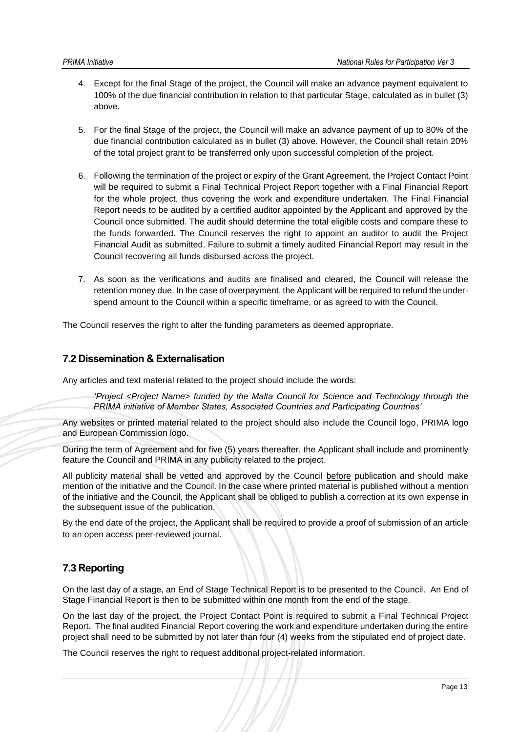4. Except for the final Stage of the project, the Council will make an advance payment equivalent to 100% of the due financial contribution in relation to that particular Stage, calculated as in bullet (3) above.

5. For the final Stage of the project, the Council will make an advance payment of up to 80% of the due financial contribution calculated as in bullet (3) above. However, the Council shall retain 20% of the total project grant to be transferred only upon successful completion of the project.

6. Following the termination of the project or expiry of the Grant Agreement, the Project Contact Point will be required to submit a Final Technical Project Report together with a Final Financial Report for the whole project, thus covering the work and expenditure undertaken. The Final Financial Report needs to be audited by a certified auditor appointed by the Applicant and approved by the Council once submitted. The audit should determine the total eligible costs and compare these to the funds forwarded. The Council reserves the right to appoint an auditor to audit the Project Financial Audit as submitted. Failure to submit a timely audited Financial Report may result in the Council recovering all funds disbursed across the project.

7. As soon as the verifications and audits are finalised and cleared, the Council will release the retention money due. In the case of overpayment, the Applicant will be required to refund the under-spend amount to the Council within a specific timeframe, or as agreed to with the Council.

The Council reserves the right to alter the funding parameters as deemed appropriate.

## 7.2 Dissemination & Externalisation

Any articles and text material related to the project should include the words:

> *'Project <Project Name> funded by the Malta Council for Science and Technology through the PRIMA initiative of Member States, Associated Countries and Participating Countries'*

Any websites or printed material related to the project should also include the Council logo, PRIMA logo and European Commission logo.

During the term of Agreement and for five (5) years thereafter, the Applicant shall include and prominently feature the Council and PRIMA in any publicity related to the project.

All publicity material shall be vetted and approved by the Council before publication and should make mention of the initiative and the Council. In the case where printed material is published without a mention of the initiative and the Council, the Applicant shall be obliged to publish a correction at its own expense in the subsequent issue of the publication.

By the end date of the project, the Applicant shall be required to provide a proof of submission of an article to an open access peer-reviewed journal.

## 7.3 Reporting

On the last day of a stage, an End of Stage Technical Report is to be presented to the Council. An End of Stage Financial Report is then to be submitted within one month from the end of the stage.

On the last day of the project, the Project Contact Point is required to submit a Final Technical Project Report. The final audited Financial Report covering the work and expenditure undertaken during the entire project shall need to be submitted by not later than four (4) weeks from the stipulated end of project date.

The Council reserves the right to request additional project-related information.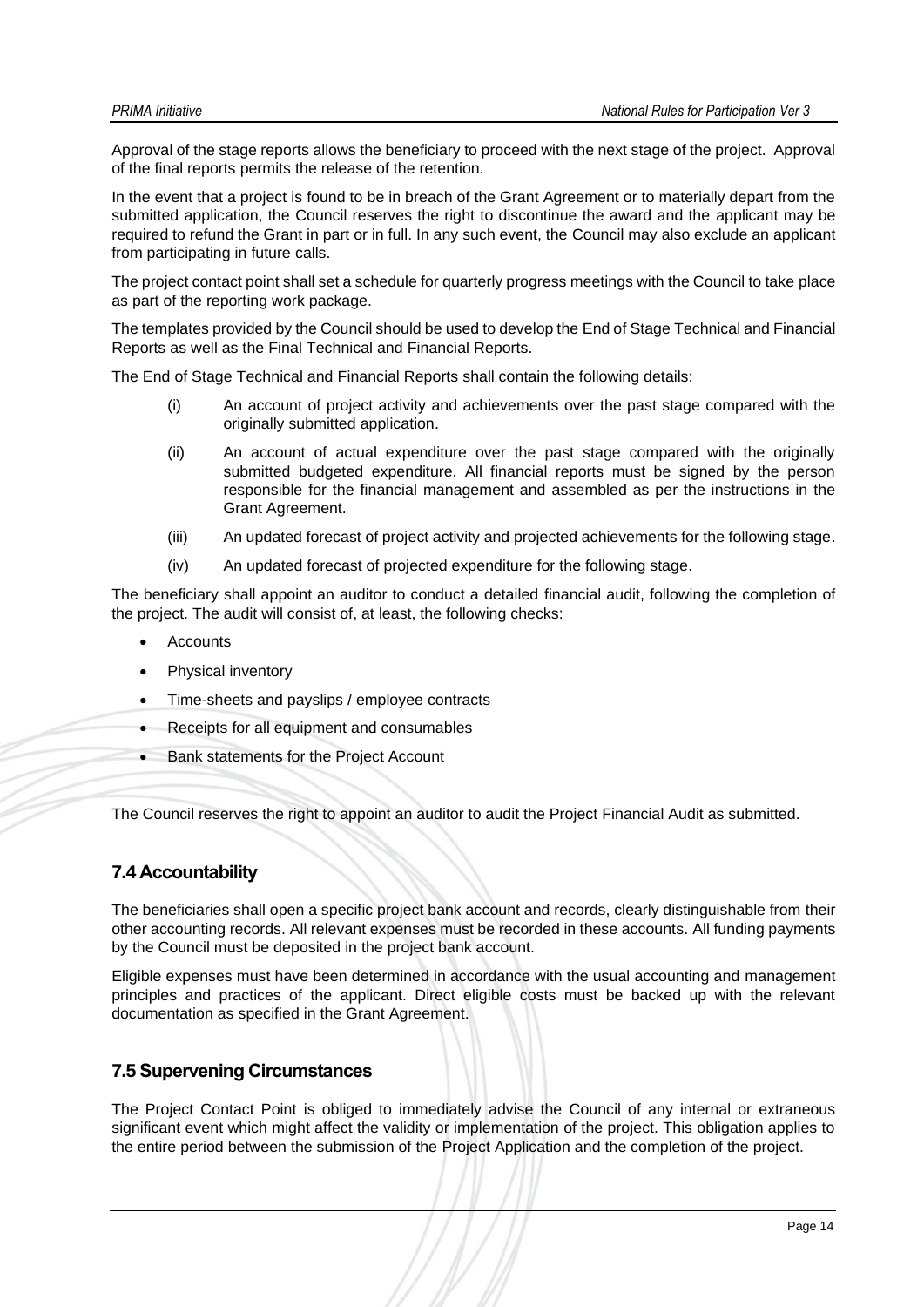Approval of the stage reports allows the beneficiary to proceed with the next stage of the project. Approval of the final reports permits the release of the retention.

In the event that a project is found to be in breach of the Grant Agreement or to materially depart from the submitted application, the Council reserves the right to discontinue the award and the applicant may be required to refund the Grant in part or in full. In any such event, the Council may also exclude an applicant from participating in future calls.

The project contact point shall set a schedule for quarterly progress meetings with the Council to take place as part of the reporting work package.

The templates provided by the Council should be used to develop the End of Stage Technical and Financial Reports as well as the Final Technical and Financial Reports.

The End of Stage Technical and Financial Reports shall contain the following details:

(i) An account of project activity and achievements over the past stage compared with the originally submitted application.

(ii) An account of actual expenditure over the past stage compared with the originally submitted budgeted expenditure. All financial reports must be signed by the person responsible for the financial management and assembled as per the instructions in the Grant Agreement.

(iii) An updated forecast of project activity and projected achievements for the following stage.

(iv) An updated forecast of projected expenditure for the following stage.

The beneficiary shall appoint an auditor to conduct a detailed financial audit, following the completion of the project. The audit will consist of, at least, the following checks:

- Accounts
- Physical inventory
- Time-sheets and payslips / employee contracts
- Receipts for all equipment and consumables
- Bank statements for the Project Account

The Council reserves the right to appoint an auditor to audit the Project Financial Audit as submitted.

## 7.4 Accountability

The beneficiaries shall open a specific project bank account and records, clearly distinguishable from their other accounting records. All relevant expenses must be recorded in these accounts. All funding payments by the Council must be deposited in the project bank account.

Eligible expenses must have been determined in accordance with the usual accounting and management principles and practices of the applicant. Direct eligible costs must be backed up with the relevant documentation as specified in the Grant Agreement.

## 7.5 Supervening Circumstances

The Project Contact Point is obliged to immediately advise the Council of any internal or extraneous significant event which might affect the validity or implementation of the project. This obligation applies to the entire period between the submission of the Project Application and the completion of the project.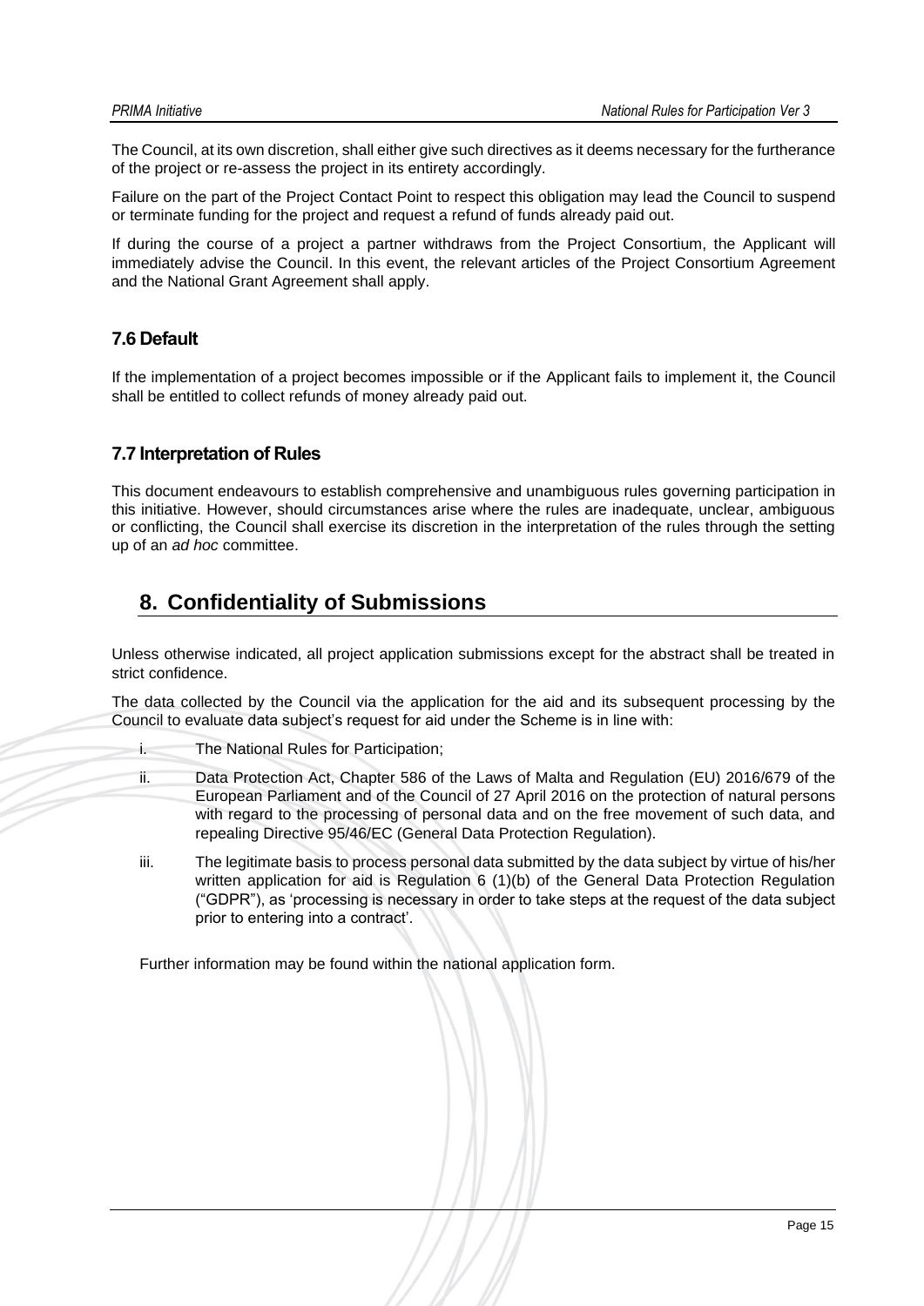The Council, at its own discretion, shall either give such directives as it deems necessary for the furtherance of the project or re-assess the project in its entirety accordingly.

Failure on the part of the Project Contact Point to respect this obligation may lead the Council to suspend or terminate funding for the project and request a refund of funds already paid out.

If during the course of a project a partner withdraws from the Project Consortium, the Applicant will immediately advise the Council. In this event, the relevant articles of the Project Consortium Agreement and the National Grant Agreement shall apply.

### 7.6 Default

If the implementation of a project becomes impossible or if the Applicant fails to implement it, the Council shall be entitled to collect refunds of money already paid out.

### 7.7 Interpretation of Rules

This document endeavours to establish comprehensive and unambiguous rules governing participation in this initiative. However, should circumstances arise where the rules are inadequate, unclear, ambiguous or conflicting, the Council shall exercise its discretion in the interpretation of the rules through the setting up of an *ad hoc* committee.

## 8. Confidentiality of Submissions

Unless otherwise indicated, all project application submissions except for the abstract shall be treated in strict confidence.

The data collected by the Council via the application for the aid and its subsequent processing by the Council to evaluate data subject's request for aid under the Scheme is in line with:

i. The National Rules for Participation;

ii. Data Protection Act, Chapter 586 of the Laws of Malta and Regulation (EU) 2016/679 of the European Parliament and of the Council of 27 April 2016 on the protection of natural persons with regard to the processing of personal data and on the free movement of such data, and repealing Directive 95/46/EC (General Data Protection Regulation).

iii. The legitimate basis to process personal data submitted by the data subject by virtue of his/her written application for aid is Regulation 6 (1)(b) of the General Data Protection Regulation ("GDPR"), as 'processing is necessary in order to take steps at the request of the data subject prior to entering into a contract'.

Further information may be found within the national application form.